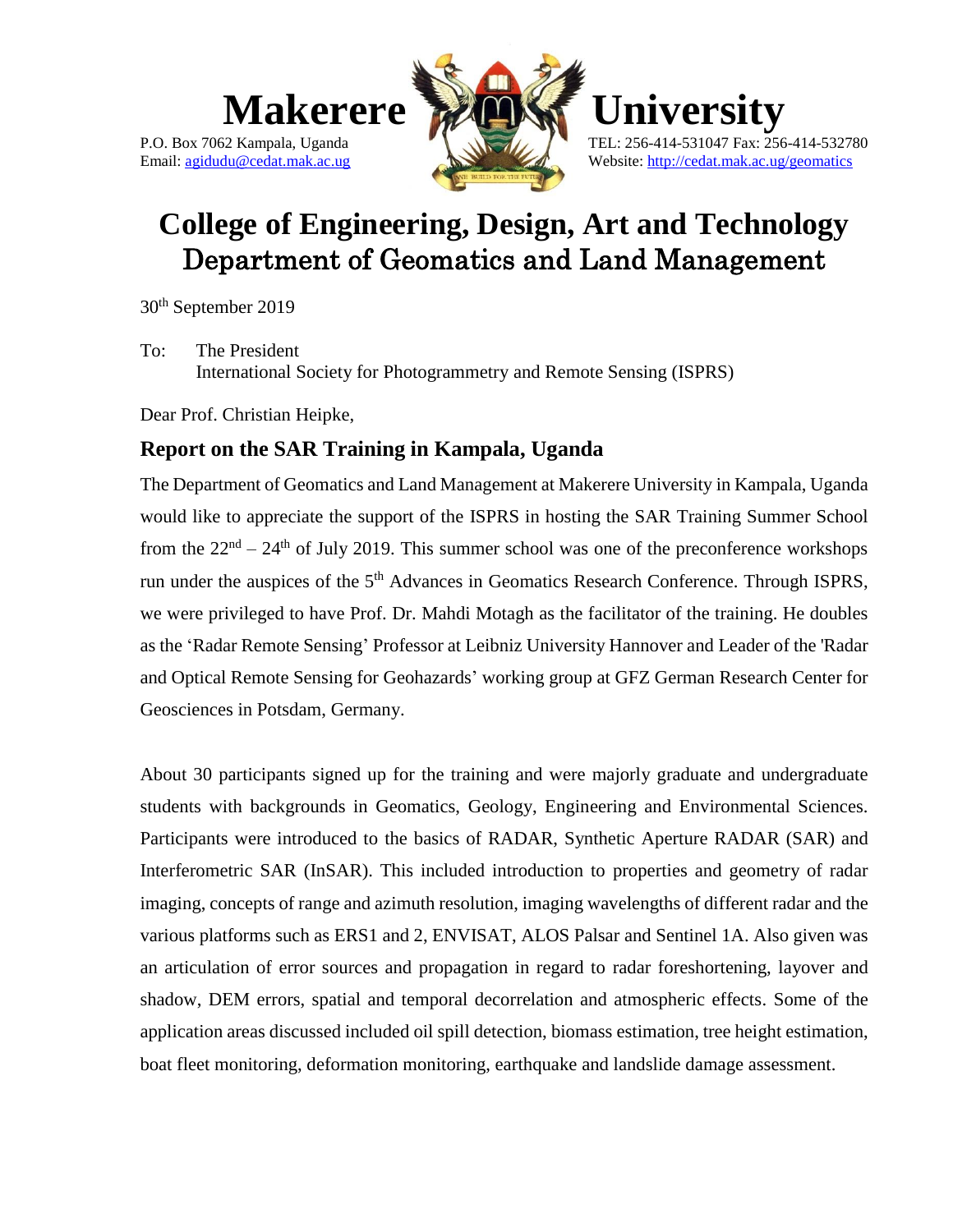# Makerere University

P.O. Box 7062 Kampala, Uganda
Email: agidudu@cedat.mak.ac.ug

TEL: 256-414-531047 Fax: 256-414-532780
Website: http://cedat.mak.ac.ug/geomatics

# College of Engineering, Design, Art and Technology
## Department of Geomatics and Land Management

30th September 2019

To: The President
International Society for Photogrammetry and Remote Sensing (ISPRS)

Dear Prof. Christian Heipke,

## Report on the SAR Training in Kampala, Uganda

The Department of Geomatics and Land Management at Makerere University in Kampala, Uganda would like to appreciate the support of the ISPRS in hosting the SAR Training Summer School from the 22nd – 24th of July 2019. This summer school was one of the preconference workshops run under the auspices of the 5th Advances in Geomatics Research Conference. Through ISPRS, we were privileged to have Prof. Dr. Mahdi Motagh as the facilitator of the training. He doubles as the 'Radar Remote Sensing' Professor at Leibniz University Hannover and Leader of the 'Radar and Optical Remote Sensing for Geohazards' working group at GFZ German Research Center for Geosciences in Potsdam, Germany.

About 30 participants signed up for the training and were majorly graduate and undergraduate students with backgrounds in Geomatics, Geology, Engineering and Environmental Sciences. Participants were introduced to the basics of RADAR, Synthetic Aperture RADAR (SAR) and Interferometric SAR (InSAR). This included introduction to properties and geometry of radar imaging, concepts of range and azimuth resolution, imaging wavelengths of different radar and the various platforms such as ERS1 and 2, ENVISAT, ALOS Palsar and Sentinel 1A. Also given was an articulation of error sources and propagation in regard to radar foreshortening, layover and shadow, DEM errors, spatial and temporal decorrelation and atmospheric effects. Some of the application areas discussed included oil spill detection, biomass estimation, tree height estimation, boat fleet monitoring, deformation monitoring, earthquake and landslide damage assessment.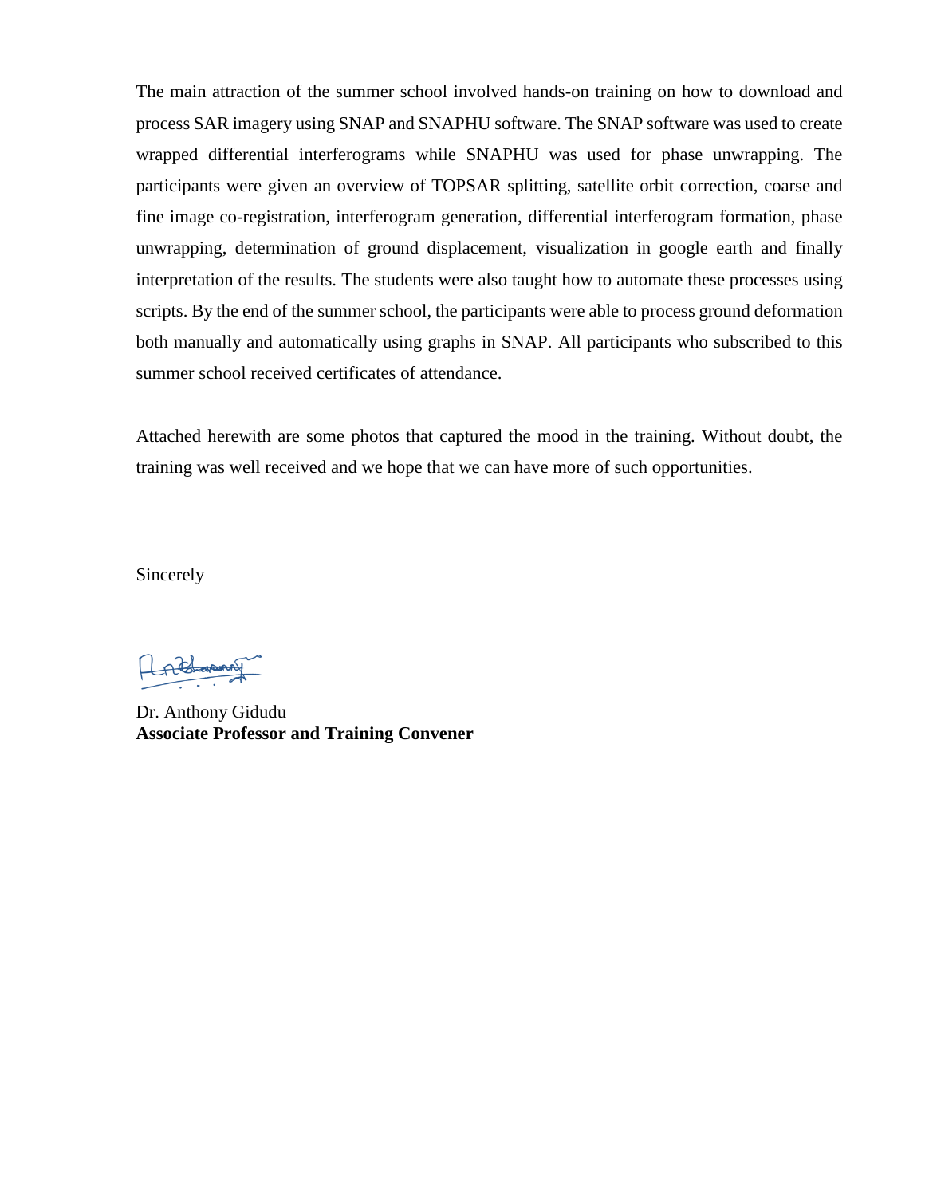The main attraction of the summer school involved hands-on training on how to download and process SAR imagery using SNAP and SNAPHU software. The SNAP software was used to create wrapped differential interferograms while SNAPHU was used for phase unwrapping. The participants were given an overview of TOPSAR splitting, satellite orbit correction, coarse and fine image co-registration, interferogram generation, differential interferogram formation, phase unwrapping, determination of ground displacement, visualization in google earth and finally interpretation of the results. The students were also taught how to automate these processes using scripts. By the end of the summer school, the participants were able to process ground deformation both manually and automatically using graphs in SNAP. All participants who subscribed to this summer school received certificates of attendance.

Attached herewith are some photos that captured the mood in the training. Without doubt, the training was well received and we hope that we can have more of such opportunities.

Sincerely

Dr. Anthony Gidudu
**Associate Professor and Training Convener**